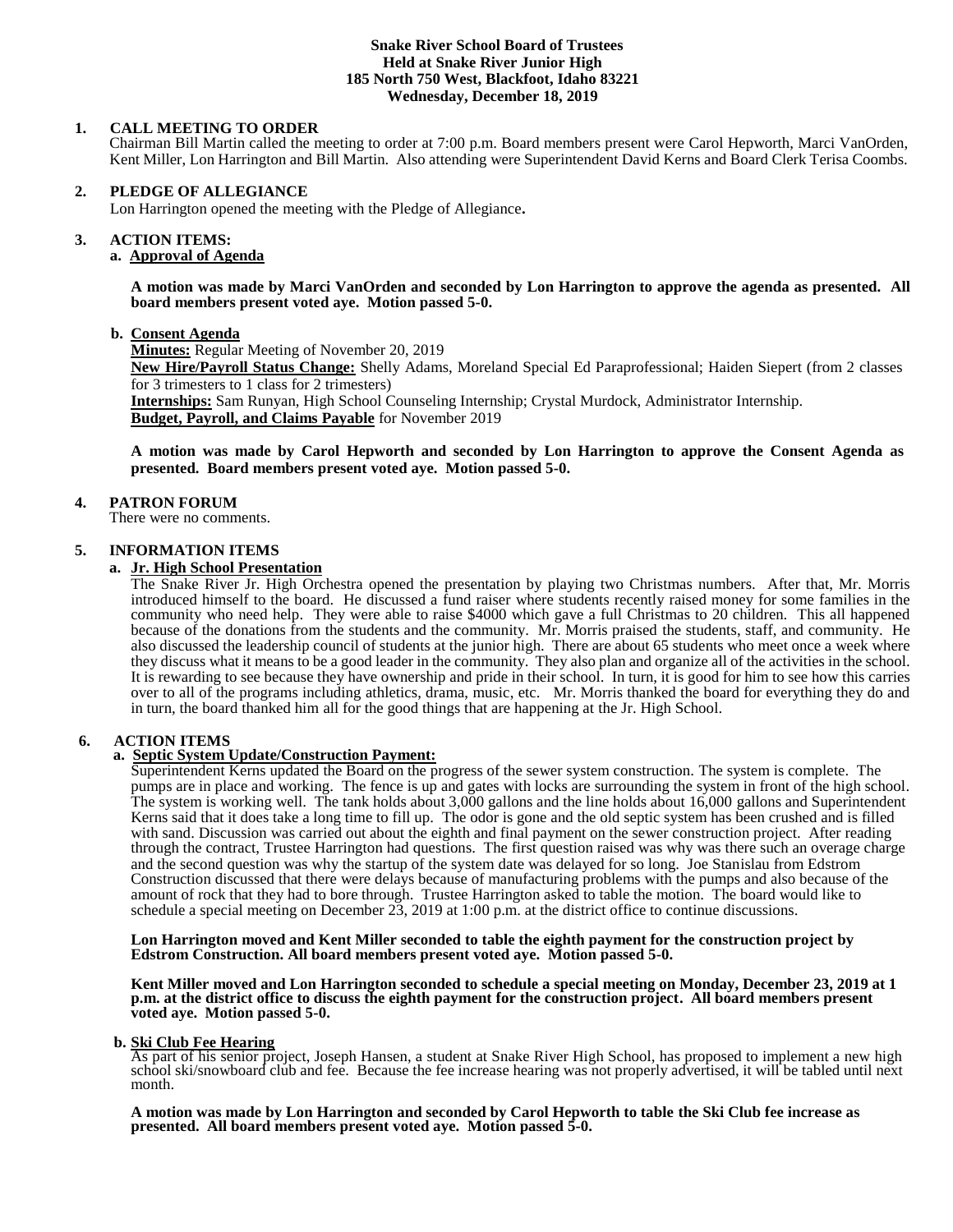**Snake River School Board of Trustees**
**Held at Snake River Junior High**
**185 North 750 West, Blackfoot, Idaho 83221**
**Wednesday, December 18, 2019**

## 1. CALL MEETING TO ORDER

Chairman Bill Martin called the meeting to order at 7:00 p.m. Board members present were Carol Hepworth, Marci VanOrden, Kent Miller, Lon Harrington and Bill Martin. Also attending were Superintendent David Kerns and Board Clerk Terisa Coombs.

## 2. PLEDGE OF ALLEGIANCE

Lon Harrington opened the meeting with the Pledge of Allegiance**.**

## 3. ACTION ITEMS:

### a. Approval of Agenda

**A motion was made by Marci VanOrden and seconded by Lon Harrington to approve the agenda as presented. All board members present voted aye. Motion passed 5-0.**

### b. Consent Agenda

**Minutes:** Regular Meeting of November 20, 2019
**New Hire/Payroll Status Change:** Shelly Adams, Moreland Special Ed Paraprofessional; Haiden Siepert (from 2 classes for 3 trimesters to 1 class for 2 trimesters)
**Internships:** Sam Runyan, High School Counseling Internship; Crystal Murdock, Administrator Internship.
**Budget, Payroll, and Claims Payable** for November 2019

**A motion was made by Carol Hepworth and seconded by Lon Harrington to approve the Consent Agenda as presented. Board members present voted aye. Motion passed 5-0.**

## 4. PATRON FORUM

There were no comments.

## 5. INFORMATION ITEMS

### a. Jr. High School Presentation

The Snake River Jr. High Orchestra opened the presentation by playing two Christmas numbers. After that, Mr. Morris introduced himself to the board. He discussed a fund raiser where students recently raised money for some families in the community who need help. They were able to raise $4000 which gave a full Christmas to 20 children. This all happened because of the donations from the students and the community. Mr. Morris praised the students, staff, and community. He also discussed the leadership council of students at the junior high. There are about 65 students who meet once a week where they discuss what it means to be a good leader in the community. They also plan and organize all of the activities in the school. It is rewarding to see because they have ownership and pride in their school. In turn, it is good for him to see how this carries over to all of the programs including athletics, drama, music, etc. Mr. Morris thanked the board for everything they do and in turn, the board thanked him all for the good things that are happening at the Jr. High School.

## 6. ACTION ITEMS

### a. Septic System Update/Construction Payment:

Superintendent Kerns updated the Board on the progress of the sewer system construction. The system is complete. The pumps are in place and working. The fence is up and gates with locks are surrounding the system in front of the high school. The system is working well. The tank holds about 3,000 gallons and the line holds about 16,000 gallons and Superintendent Kerns said that it does take a long time to fill up. The odor is gone and the old septic system has been crushed and is filled with sand. Discussion was carried out about the eighth and final payment on the sewer construction project. After reading through the contract, Trustee Harrington had questions. The first question raised was why was there such an overage charge and the second question was why the startup of the system date was delayed for so long. Joe Stanislau from Edstrom Construction discussed that there were delays because of manufacturing problems with the pumps and also because of the amount of rock that they had to bore through. Trustee Harrington asked to table the motion. The board would like to schedule a special meeting on December 23, 2019 at 1:00 p.m. at the district office to continue discussions.

**Lon Harrington moved and Kent Miller seconded to table the eighth payment for the construction project by Edstrom Construction. All board members present voted aye. Motion passed 5-0.**

**Kent Miller moved and Lon Harrington seconded to schedule a special meeting on Monday, December 23, 2019 at 1 p.m. at the district office to discuss the eighth payment for the construction project. All board members present voted aye. Motion passed 5-0.**

### b. Ski Club Fee Hearing

As part of his senior project, Joseph Hansen, a student at Snake River High School, has proposed to implement a new high school ski/snowboard club and fee. Because the fee increase hearing was not properly advertised, it will be tabled until next month.

**A motion was made by Lon Harrington and seconded by Carol Hepworth to table the Ski Club fee increase as presented. All board members present voted aye. Motion passed 5-0.**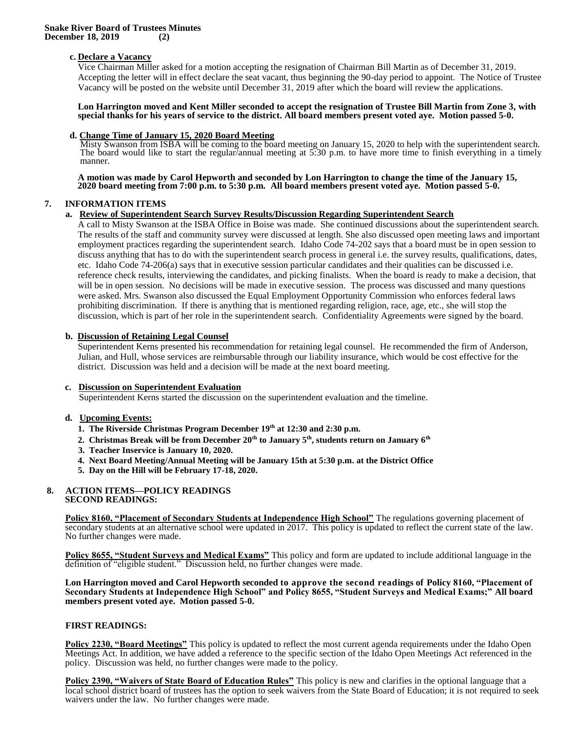**c. Declare a Vacancy**

Vice Chairman Miller asked for a motion accepting the resignation of Chairman Bill Martin as of December 31, 2019. Accepting the letter will in effect declare the seat vacant, thus beginning the 90-day period to appoint. The Notice of Trustee Vacancy will be posted on the website until December 31, 2019 after which the board will review the applications.

**Lon Harrington moved and Kent Miller seconded to accept the resignation of Trustee Bill Martin from Zone 3, with special thanks for his years of service to the district. All board members present voted aye. Motion passed 5-0.**

**d. Change Time of January 15, 2020 Board Meeting**

Misty Swanson from ISBA will be coming to the board meeting on January 15, 2020 to help with the superintendent search. The board would like to start the regular/annual meeting at 5:30 p.m. to have more time to finish everything in a timely manner.

**A motion was made by Carol Hepworth and seconded by Lon Harrington to change the time of the January 15, 2020 board meeting from 7:00 p.m. to 5:30 p.m. All board members present voted aye. Motion passed 5-0.**

## 7. INFORMATION ITEMS

**a. Review of Superintendent Search Survey Results/Discussion Regarding Superintendent Search**

A call to Misty Swanson at the ISBA Office in Boise was made. She continued discussions about the superintendent search. The results of the staff and community survey were discussed at length. She also discussed open meeting laws and important employment practices regarding the superintendent search. Idaho Code 74-202 says that a board must be in open session to discuss anything that has to do with the superintendent search process in general i.e. the survey results, qualifications, dates, etc. Idaho Code 74-206(a) says that in executive session particular candidates and their qualities can be discussed i.e. reference check results, interviewing the candidates, and picking finalists. When the board is ready to make a decision, that will be in open session. No decisions will be made in executive session. The process was discussed and many questions were asked. Mrs. Swanson also discussed the Equal Employment Opportunity Commission who enforces federal laws prohibiting discrimination. If there is anything that is mentioned regarding religion, race, age, etc., she will stop the discussion, which is part of her role in the superintendent search. Confidentiality Agreements were signed by the board.

**b. Discussion of Retaining Legal Counsel**

Superintendent Kerns presented his recommendation for retaining legal counsel. He recommended the firm of Anderson, Julian, and Hull, whose services are reimbursable through our liability insurance, which would be cost effective for the district. Discussion was held and a decision will be made at the next board meeting.

**c. Discussion on Superintendent Evaluation**

Superintendent Kerns started the discussion on the superintendent evaluation and the timeline.

**d. Upcoming Events:**

1. **The Riverside Christmas Program December 19th at 12:30 and 2:30 p.m.**
2. **Christmas Break will be from December 20th to January 5th, students return on January 6th**
3. **Teacher Inservice is January 10, 2020.**
4. **Next Board Meeting/Annual Meeting will be January 15th at 5:30 p.m. at the District Office**
5. **Day on the Hill will be February 17-18, 2020.**

## 8. ACTION ITEMS—POLICY READINGS

**SECOND READINGS:**

**Policy 8160, "Placement of Secondary Students at Independence High School"** The regulations governing placement of secondary students at an alternative school were updated in 2017. This policy is updated to reflect the current state of the law. No further changes were made.

**Policy 8655, "Student Surveys and Medical Exams"** This policy and form are updated to include additional language in the definition of "eligible student." Discussion held, no further changes were made.

**Lon Harrington moved and Carol Hepworth seconded to approve the second readings of Policy 8160, "Placement of Secondary Students at Independence High School" and Policy 8655, "Student Surveys and Medical Exams;" All board members present voted aye. Motion passed 5-0.**

**FIRST READINGS:**

**Policy 2230, "Board Meetings"** This policy is updated to reflect the most current agenda requirements under the Idaho Open Meetings Act. In addition, we have added a reference to the specific section of the Idaho Open Meetings Act referenced in the policy. Discussion was held, no further changes were made to the policy.

**Policy 2390, "Waivers of State Board of Education Rules"** This policy is new and clarifies in the optional language that a local school district board of trustees has the option to seek waivers from the State Board of Education; it is not required to seek waivers under the law. No further changes were made.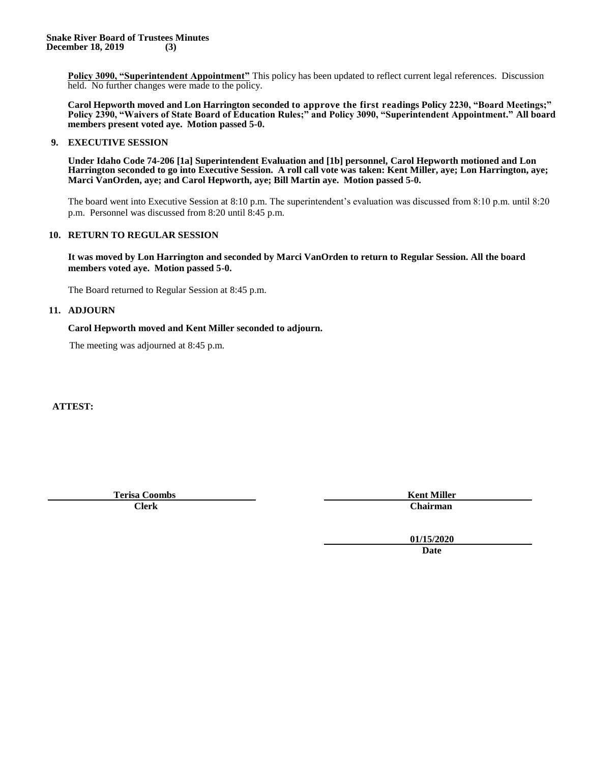**Policy 3090, "Superintendent Appointment"** This policy has been updated to reflect current legal references. Discussion held. No further changes were made to the policy.

**Carol Hepworth moved and Lon Harrington seconded to approve the first readings Policy 2230, "Board Meetings;" Policy 2390, "Waivers of State Board of Education Rules;" and Policy 3090, "Superintendent Appointment." All board members present voted aye. Motion passed 5-0.**

## 9. EXECUTIVE SESSION

**Under Idaho Code 74-206 [1a] Superintendent Evaluation and [1b] personnel, Carol Hepworth motioned and Lon Harrington seconded to go into Executive Session. A roll call vote was taken: Kent Miller, aye; Lon Harrington, aye; Marci VanOrden, aye; and Carol Hepworth, aye; Bill Martin aye. Motion passed 5-0.**

The board went into Executive Session at 8:10 p.m. The superintendent's evaluation was discussed from 8:10 p.m. until 8:20 p.m. Personnel was discussed from 8:20 until 8:45 p.m.

## 10. RETURN TO REGULAR SESSION

**It was moved by Lon Harrington and seconded by Marci VanOrden to return to Regular Session. All the board members voted aye. Motion passed 5-0.**

The Board returned to Regular Session at 8:45 p.m.

## 11. ADJOURN

**Carol Hepworth moved and Kent Miller seconded to adjourn.**

The meeting was adjourned at 8:45 p.m.

**ATTEST:**

| | |
|---|---|
| **Terisa Coombs** | **Kent Miller** |
| **Clerk** | **Chairman** |
| | **01/15/2020** |
| | **Date** |